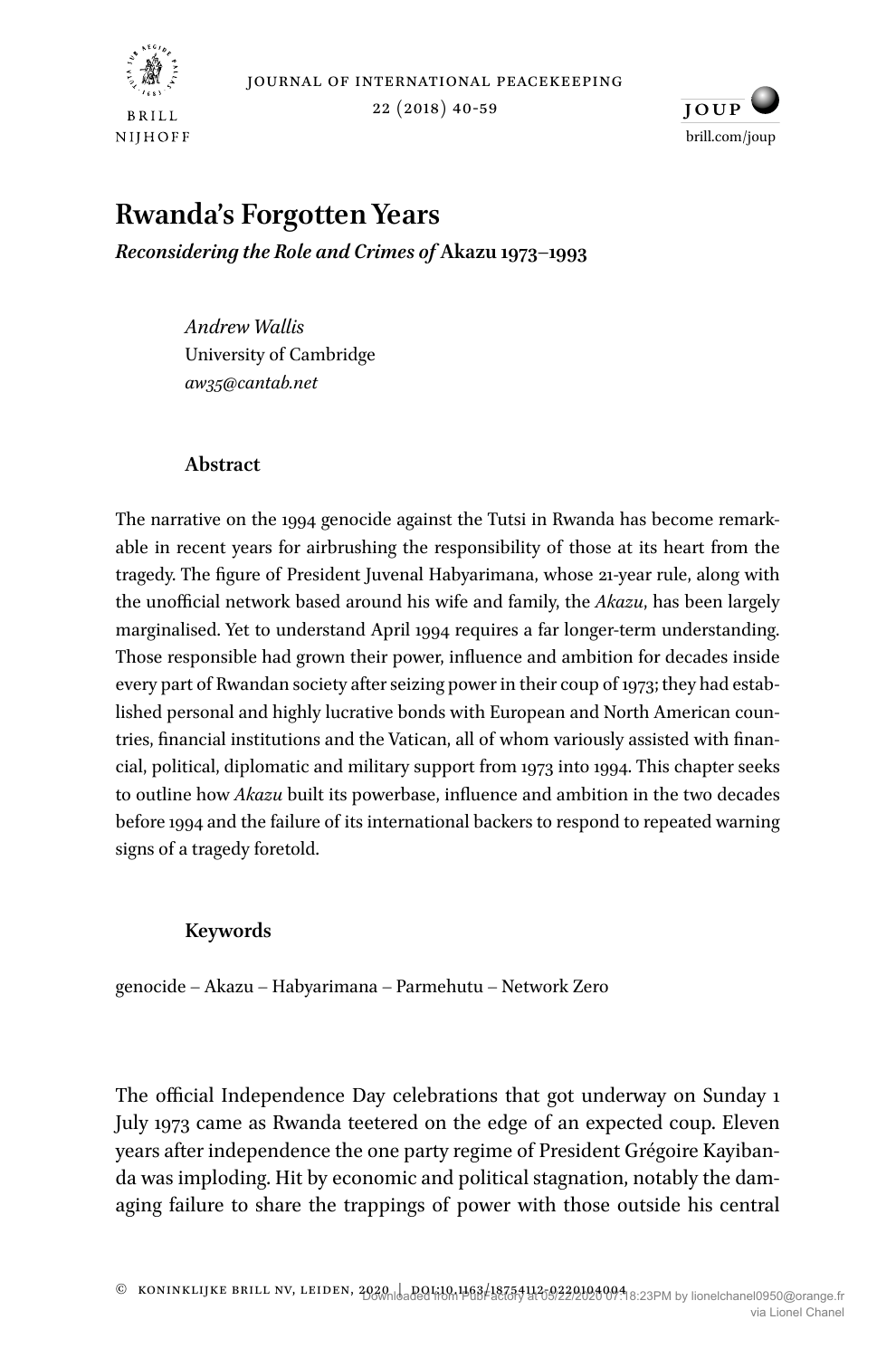# Rwanda's Forgotten Years

*Reconsidering the Role and Crimes of* **Akazu 1973–1993**

*Andrew Wallis*
University of Cambridge
*aw35@cantab.net*

## Abstract

The narrative on the 1994 genocide against the Tutsi in Rwanda has become remarkable in recent years for airbrushing the responsibility of those at its heart from the tragedy. The figure of President Juvenal Habyarimana, whose 21-year rule, along with the unofficial network based around his wife and family, the *Akazu*, has been largely marginalised. Yet to understand April 1994 requires a far longer-term understanding. Those responsible had grown their power, influence and ambition for decades inside every part of Rwandan society after seizing power in their coup of 1973; they had established personal and highly lucrative bonds with European and North American countries, financial institutions and the Vatican, all of whom variously assisted with financial, political, diplomatic and military support from 1973 into 1994. This chapter seeks to outline how *Akazu* built its powerbase, influence and ambition in the two decades before 1994 and the failure of its international backers to respond to repeated warning signs of a tragedy foretold.

## Keywords

genocide – Akazu – Habyarimana – Parmehutu – Network Zero

The official Independence Day celebrations that got underway on Sunday 1 July 1973 came as Rwanda teetered on the edge of an expected coup. Eleven years after independence the one party regime of President Grégoire Kayibanda was imploding. Hit by economic and political stagnation, notably the damaging failure to share the trappings of power with those outside his central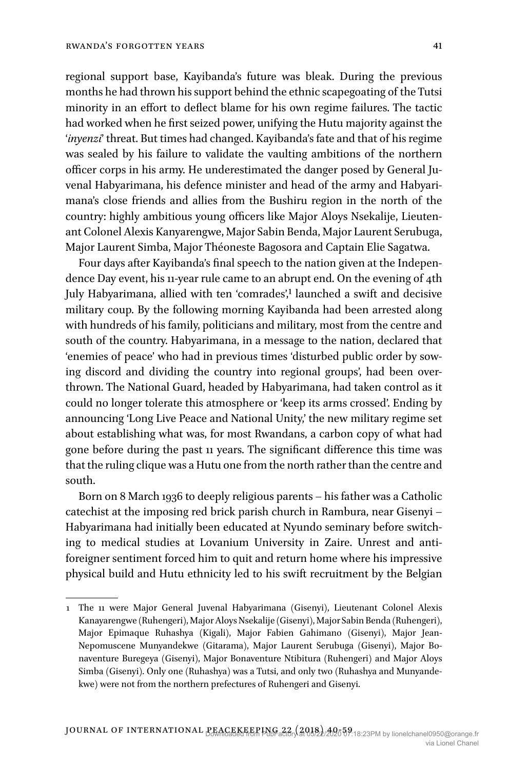regional support base, Kayibanda's future was bleak. During the previous months he had thrown his support behind the ethnic scapegoating of the Tutsi minority in an effort to deflect blame for his own regime failures. The tactic had worked when he first seized power, unifying the Hutu majority against the '*inyenzi*' threat. But times had changed. Kayibanda's fate and that of his regime was sealed by his failure to validate the vaulting ambitions of the northern officer corps in his army. He underestimated the danger posed by General Juvenal Habyarimana, his defence minister and head of the army and Habyarimana's close friends and allies from the Bushiru region in the north of the country: highly ambitious young officers like Major Aloys Nsekalije, Lieutenant Colonel Alexis Kanyarengwe, Major Sabin Benda, Major Laurent Serubuga, Major Laurent Simba, Major Théoneste Bagosora and Captain Elie Sagatwa.

Four days after Kayibanda's final speech to the nation given at the Independence Day event, his 11-year rule came to an abrupt end. On the evening of 4th July Habyarimana, allied with ten 'comrades',[1] launched a swift and decisive military coup. By the following morning Kayibanda had been arrested along with hundreds of his family, politicians and military, most from the centre and south of the country. Habyarimana, in a message to the nation, declared that 'enemies of peace' who had in previous times 'disturbed public order by sowing discord and dividing the country into regional groups', had been overthrown. The National Guard, headed by Habyarimana, had taken control as it could no longer tolerate this atmosphere or 'keep its arms crossed'. Ending by announcing 'Long Live Peace and National Unity,' the new military regime set about establishing what was, for most Rwandans, a carbon copy of what had gone before during the past 11 years. The significant difference this time was that the ruling clique was a Hutu one from the north rather than the centre and south.

Born on 8 March 1936 to deeply religious parents – his father was a Catholic catechist at the imposing red brick parish church in Rambura, near Gisenyi – Habyarimana had initially been educated at Nyundo seminary before switching to medical studies at Lovanium University in Zaire. Unrest and anti-foreigner sentiment forced him to quit and return home where his impressive physical build and Hutu ethnicity led to his swift recruitment by the Belgian

1 The 11 were Major General Juvenal Habyarimana (Gisenyi), Lieutenant Colonel Alexis Kanayarengwe (Ruhengeri), Major Aloys Nsekalije (Gisenyi), Major Sabin Benda (Ruhengeri), Major Epimaque Ruhashya (Kigali), Major Fabien Gahimano (Gisenyi), Major Jean-Nepomuscene Munyandekwe (Gitarama), Major Laurent Serubuga (Gisenyi), Major Bonaventure Buregeya (Gisenyi), Major Bonaventure Ntibitura (Ruhengeri) and Major Aloys Simba (Gisenyi). Only one (Ruhashya) was a Tutsi, and only two (Ruhashya and Munyandekwe) were not from the northern prefectures of Ruhengeri and Gisenyi.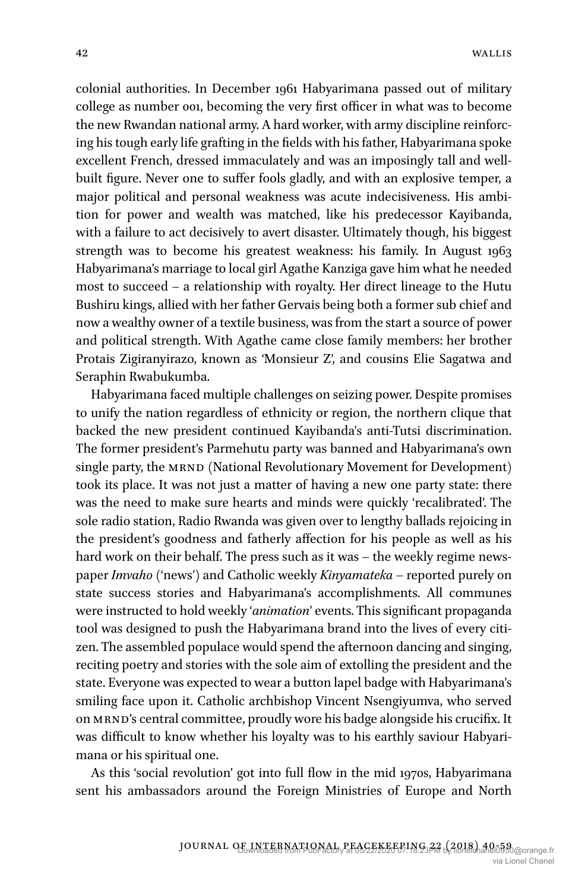colonial authorities. In December 1961 Habyarimana passed out of military college as number 001, becoming the very first officer in what was to become the new Rwandan national army. A hard worker, with army discipline reinforcing his tough early life grafting in the fields with his father, Habyarimana spoke excellent French, dressed immaculately and was an imposingly tall and well-built figure. Never one to suffer fools gladly, and with an explosive temper, a major political and personal weakness was acute indecisiveness. His ambition for power and wealth was matched, like his predecessor Kayibanda, with a failure to act decisively to avert disaster. Ultimately though, his biggest strength was to become his greatest weakness: his family. In August 1963 Habyarimana's marriage to local girl Agathe Kanziga gave him what he needed most to succeed – a relationship with royalty. Her direct lineage to the Hutu Bushiru kings, allied with her father Gervais being both a former sub chief and now a wealthy owner of a textile business, was from the start a source of power and political strength. With Agathe came close family members: her brother Protais Zigiranyirazo, known as 'Monsieur Z', and cousins Elie Sagatwa and Seraphin Rwabukumba.

Habyarimana faced multiple challenges on seizing power. Despite promises to unify the nation regardless of ethnicity or region, the northern clique that backed the new president continued Kayibanda's anti-Tutsi discrimination. The former president's Parmehutu party was banned and Habyarimana's own single party, the MRND (National Revolutionary Movement for Development) took its place. It was not just a matter of having a new one party state: there was the need to make sure hearts and minds were quickly 'recalibrated'. The sole radio station, Radio Rwanda was given over to lengthy ballads rejoicing in the president's goodness and fatherly affection for his people as well as his hard work on their behalf. The press such as it was – the weekly regime newspaper *Imvaho* ('news') and Catholic weekly *Kinyamateka* – reported purely on state success stories and Habyarimana's accomplishments. All communes were instructed to hold weekly '*animation*' events. This significant propaganda tool was designed to push the Habyarimana brand into the lives of every citizen. The assembled populace would spend the afternoon dancing and singing, reciting poetry and stories with the sole aim of extolling the president and the state. Everyone was expected to wear a button lapel badge with Habyarimana's smiling face upon it. Catholic archbishop Vincent Nsengiyumva, who served on MRND's central committee, proudly wore his badge alongside his crucifix. It was difficult to know whether his loyalty was to his earthly saviour Habyarimana or his spiritual one.

As this 'social revolution' got into full flow in the mid 1970s, Habyarimana sent his ambassadors around the Foreign Ministries of Europe and North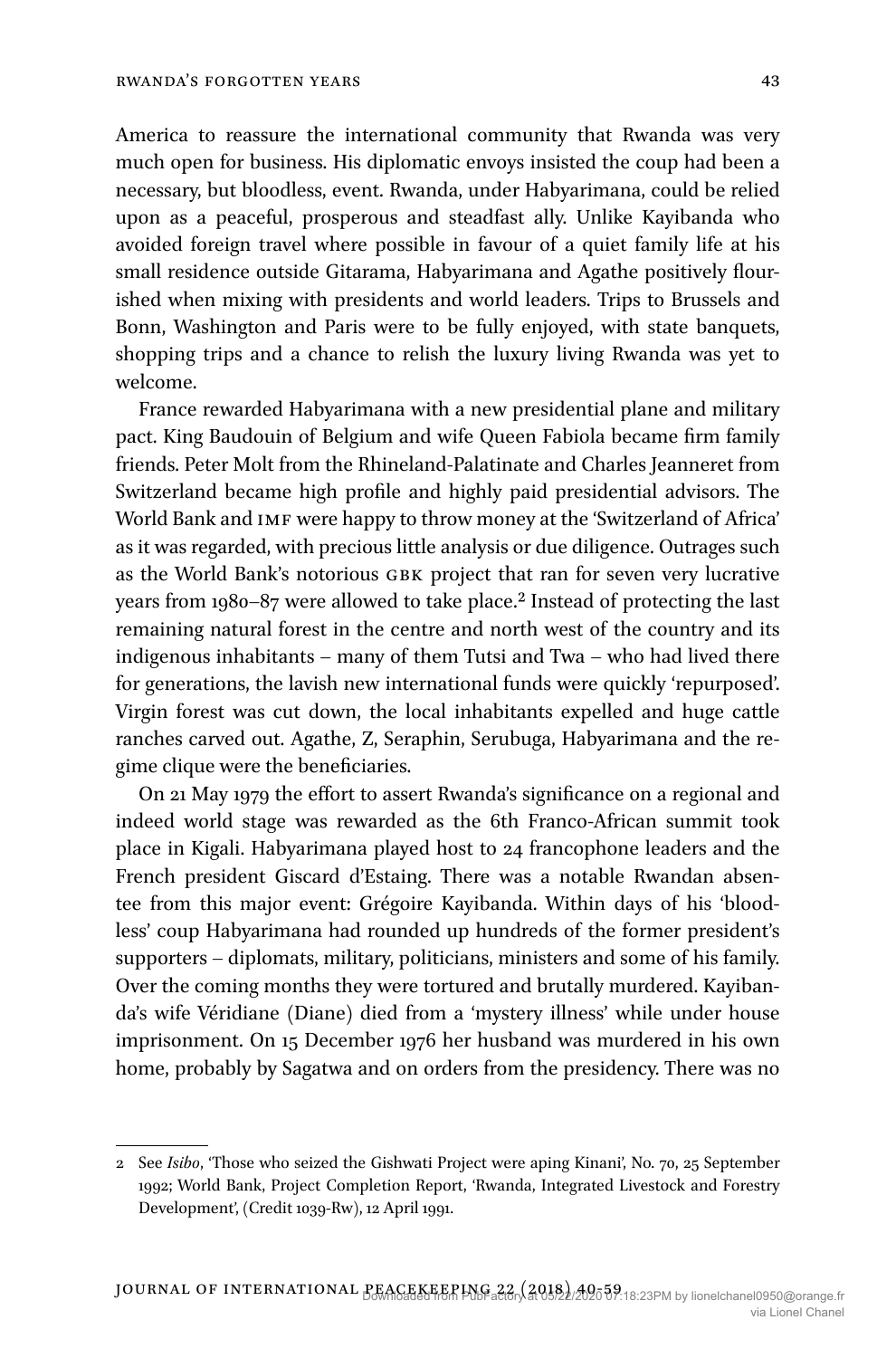America to reassure the international community that Rwanda was very much open for business. His diplomatic envoys insisted the coup had been a necessary, but bloodless, event. Rwanda, under Habyarimana, could be relied upon as a peaceful, prosperous and steadfast ally. Unlike Kayibanda who avoided foreign travel where possible in favour of a quiet family life at his small residence outside Gitarama, Habyarimana and Agathe positively flourished when mixing with presidents and world leaders. Trips to Brussels and Bonn, Washington and Paris were to be fully enjoyed, with state banquets, shopping trips and a chance to relish the luxury living Rwanda was yet to welcome.

France rewarded Habyarimana with a new presidential plane and military pact. King Baudouin of Belgium and wife Queen Fabiola became firm family friends. Peter Molt from the Rhineland-Palatinate and Charles Jeanneret from Switzerland became high profile and highly paid presidential advisors. The World Bank and IMF were happy to throw money at the 'Switzerland of Africa' as it was regarded, with precious little analysis or due diligence. Outrages such as the World Bank's notorious GBK project that ran for seven very lucrative years from 1980–87 were allowed to take place.[2] Instead of protecting the last remaining natural forest in the centre and north west of the country and its indigenous inhabitants – many of them Tutsi and Twa – who had lived there for generations, the lavish new international funds were quickly 'repurposed'. Virgin forest was cut down, the local inhabitants expelled and huge cattle ranches carved out. Agathe, Z, Seraphin, Serubuga, Habyarimana and the regime clique were the beneficiaries.

On 21 May 1979 the effort to assert Rwanda's significance on a regional and indeed world stage was rewarded as the 6th Franco-African summit took place in Kigali. Habyarimana played host to 24 francophone leaders and the French president Giscard d'Estaing. There was a notable Rwandan absentee from this major event: Grégoire Kayibanda. Within days of his 'bloodless' coup Habyarimana had rounded up hundreds of the former president's supporters – diplomats, military, politicians, ministers and some of his family. Over the coming months they were tortured and brutally murdered. Kayibanda's wife Véridiane (Diane) died from a 'mystery illness' while under house imprisonment. On 15 December 1976 her husband was murdered in his own home, probably by Sagatwa and on orders from the presidency. There was no

---

2 See *Isibo*, 'Those who seized the Gishwati Project were aping Kinani', No. 70, 25 September 1992; World Bank, Project Completion Report, 'Rwanda, Integrated Livestock and Forestry Development', (Credit 1039-Rw), 12 April 1991.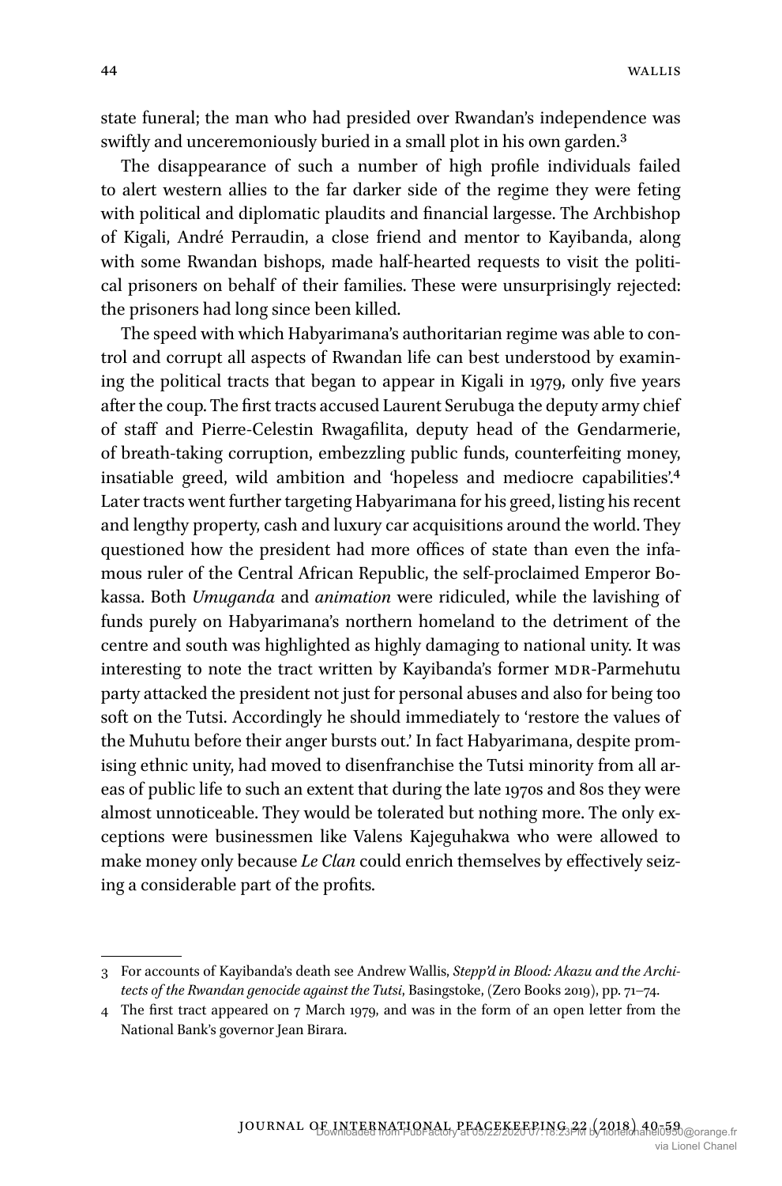state funeral; the man who had presided over Rwandan's independence was swiftly and unceremoniously buried in a small plot in his own garden.[3]

The disappearance of such a number of high profile individuals failed to alert western allies to the far darker side of the regime they were feting with political and diplomatic plaudits and financial largesse. The Archbishop of Kigali, André Perraudin, a close friend and mentor to Kayibanda, along with some Rwandan bishops, made half-hearted requests to visit the political prisoners on behalf of their families. These were unsurprisingly rejected: the prisoners had long since been killed.

The speed with which Habyarimana's authoritarian regime was able to control and corrupt all aspects of Rwandan life can best understood by examining the political tracts that began to appear in Kigali in 1979, only five years after the coup. The first tracts accused Laurent Serubuga the deputy army chief of staff and Pierre-Celestin Rwagafilita, deputy head of the Gendarmerie, of breath-taking corruption, embezzling public funds, counterfeiting money, insatiable greed, wild ambition and 'hopeless and mediocre capabilities'.[4] Later tracts went further targeting Habyarimana for his greed, listing his recent and lengthy property, cash and luxury car acquisitions around the world. They questioned how the president had more offices of state than even the infamous ruler of the Central African Republic, the self-proclaimed Emperor Bokassa. Both *Umuganda* and *animation* were ridiculed, while the lavishing of funds purely on Habyarimana's northern homeland to the detriment of the centre and south was highlighted as highly damaging to national unity. It was interesting to note the tract written by Kayibanda's former MDR-Parmehutu party attacked the president not just for personal abuses and also for being too soft on the Tutsi. Accordingly he should immediately to 'restore the values of the Muhutu before their anger bursts out.' In fact Habyarimana, despite promising ethnic unity, had moved to disenfranchise the Tutsi minority from all areas of public life to such an extent that during the late 1970s and 80s they were almost unnoticeable. They would be tolerated but nothing more. The only exceptions were businessmen like Valens Kajeguhakwa who were allowed to make money only because *Le Clan* could enrich themselves by effectively seizing a considerable part of the profits.

---

3 For accounts of Kayibanda's death see Andrew Wallis, *Stepp'd in Blood: Akazu and the Architects of the Rwandan genocide against the Tutsi*, Basingstoke, (Zero Books 2019), pp. 71–74.

4 The first tract appeared on 7 March 1979, and was in the form of an open letter from the National Bank's governor Jean Birara.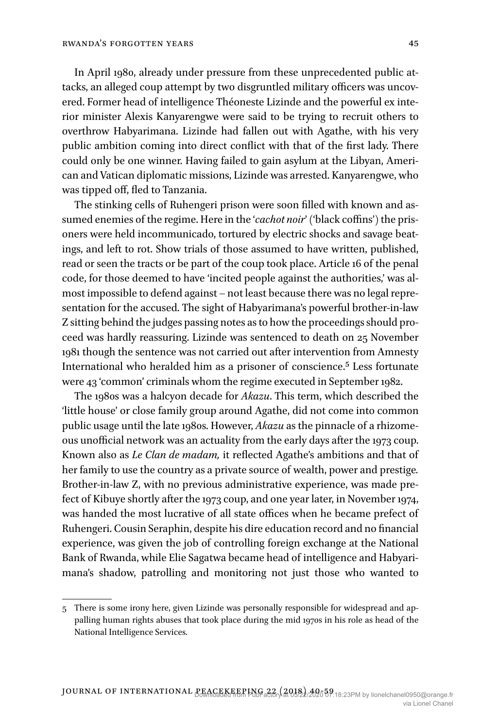In April 1980, already under pressure from these unprecedented public attacks, an alleged coup attempt by two disgruntled military officers was uncovered. Former head of intelligence Théoneste Lizinde and the powerful ex interior minister Alexis Kanyarengwe were said to be trying to recruit others to overthrow Habyarimana. Lizinde had fallen out with Agathe, with his very public ambition coming into direct conflict with that of the first lady. There could only be one winner. Having failed to gain asylum at the Libyan, American and Vatican diplomatic missions, Lizinde was arrested. Kanyarengwe, who was tipped off, fled to Tanzania.

The stinking cells of Ruhengeri prison were soon filled with known and assumed enemies of the regime. Here in the '*cachot noir*' ('black coffins') the prisoners were held incommunicado, tortured by electric shocks and savage beatings, and left to rot. Show trials of those assumed to have written, published, read or seen the tracts or be part of the coup took place. Article 16 of the penal code, for those deemed to have 'incited people against the authorities,' was almost impossible to defend against – not least because there was no legal representation for the accused. The sight of Habyarimana's powerful brother-in-law Z sitting behind the judges passing notes as to how the proceedings should proceed was hardly reassuring. Lizinde was sentenced to death on 25 November 1981 though the sentence was not carried out after intervention from Amnesty International who heralded him as a prisoner of conscience.[5] Less fortunate were 43 'common' criminals whom the regime executed in September 1982.

The 1980s was a halcyon decade for *Akazu*. This term, which described the 'little house' or close family group around Agathe, did not come into common public usage until the late 1980s. However, *Akazu* as the pinnacle of a rhizomeous unofficial network was an actuality from the early days after the 1973 coup. Known also as *Le Clan de madam,* it reflected Agathe's ambitions and that of her family to use the country as a private source of wealth, power and prestige. Brother-in-law Z, with no previous administrative experience, was made prefect of Kibuye shortly after the 1973 coup, and one year later, in November 1974, was handed the most lucrative of all state offices when he became prefect of Ruhengeri. Cousin Seraphin, despite his dire education record and no financial experience, was given the job of controlling foreign exchange at the National Bank of Rwanda, while Elie Sagatwa became head of intelligence and Habyarimana's shadow, patrolling and monitoring not just those who wanted to

5 There is some irony here, given Lizinde was personally responsible for widespread and appalling human rights abuses that took place during the mid 1970s in his role as head of the National Intelligence Services.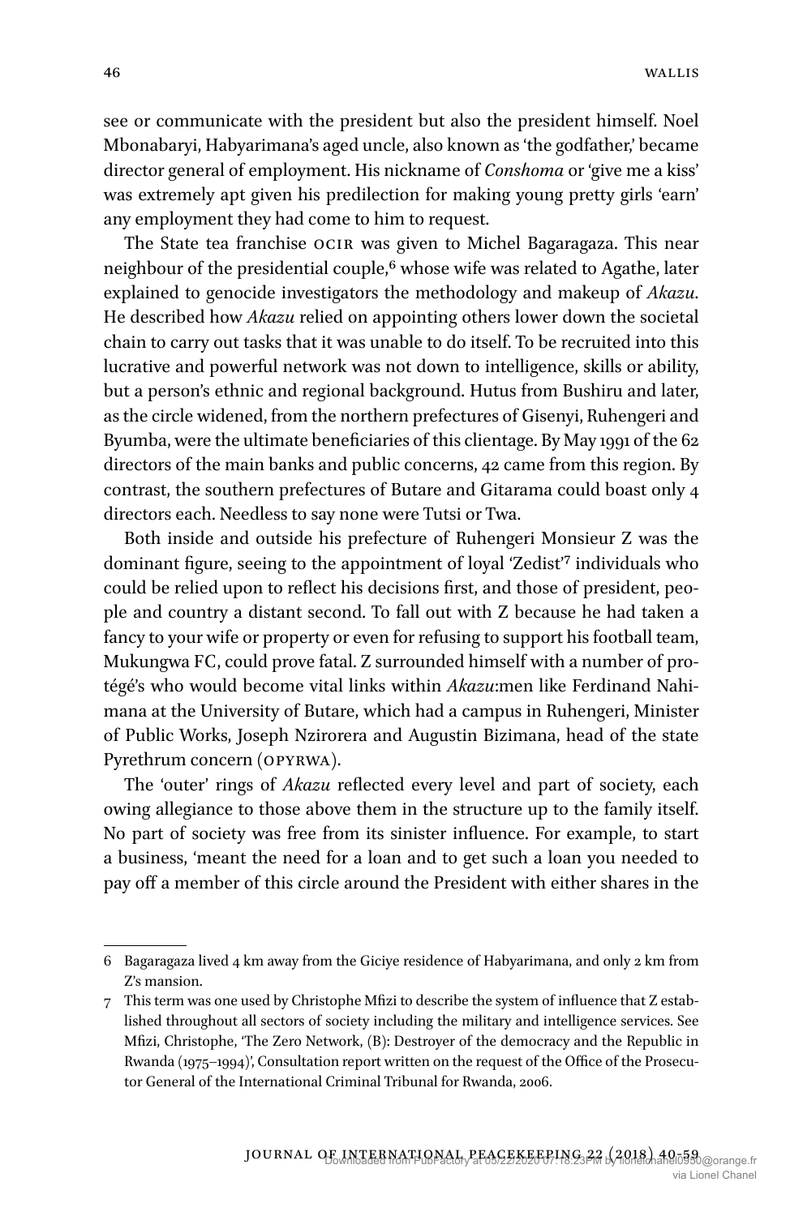see or communicate with the president but also the president himself. Noel Mbonabaryi, Habyarimana's aged uncle, also known as 'the godfather,' became director general of employment. His nickname of *Conshoma* or 'give me a kiss' was extremely apt given his predilection for making young pretty girls 'earn' any employment they had come to him to request.

The State tea franchise OCIR was given to Michel Bagaragaza. This near neighbour of the presidential couple,[6] whose wife was related to Agathe, later explained to genocide investigators the methodology and makeup of *Akazu*. He described how *Akazu* relied on appointing others lower down the societal chain to carry out tasks that it was unable to do itself. To be recruited into this lucrative and powerful network was not down to intelligence, skills or ability, but a person's ethnic and regional background. Hutus from Bushiru and later, as the circle widened, from the northern prefectures of Gisenyi, Ruhengeri and Byumba, were the ultimate beneficiaries of this clientage. By May 1991 of the 62 directors of the main banks and public concerns, 42 came from this region. By contrast, the southern prefectures of Butare and Gitarama could boast only 4 directors each. Needless to say none were Tutsi or Twa.

Both inside and outside his prefecture of Ruhengeri Monsieur Z was the dominant figure, seeing to the appointment of loyal 'Zedist'[7] individuals who could be relied upon to reflect his decisions first, and those of president, people and country a distant second. To fall out with Z because he had taken a fancy to your wife or property or even for refusing to support his football team, Mukungwa FC, could prove fatal. Z surrounded himself with a number of protégé's who would become vital links within *Akazu*:men like Ferdinand Nahimana at the University of Butare, which had a campus in Ruhengeri, Minister of Public Works, Joseph Nzirorera and Augustin Bizimana, head of the state Pyrethrum concern (OPYRWA).

The 'outer' rings of *Akazu* reflected every level and part of society, each owing allegiance to those above them in the structure up to the family itself. No part of society was free from its sinister influence. For example, to start a business, 'meant the need for a loan and to get such a loan you needed to pay off a member of this circle around the President with either shares in the

---

6 Bagaragaza lived 4 km away from the Giciye residence of Habyarimana, and only 2 km from Z's mansion.

7 This term was one used by Christophe Mfizi to describe the system of influence that Z established throughout all sectors of society including the military and intelligence services. See Mfizi, Christophe, 'The Zero Network, (B): Destroyer of the democracy and the Republic in Rwanda (1975–1994)', Consultation report written on the request of the Office of the Prosecutor General of the International Criminal Tribunal for Rwanda, 2006.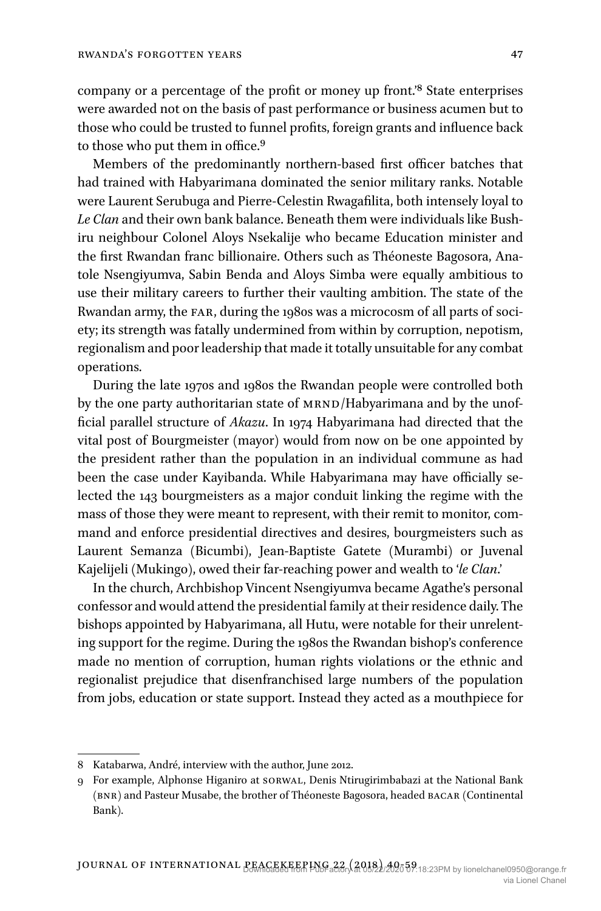company or a percentage of the profit or money up front.'[8] State enterprises were awarded not on the basis of past performance or business acumen but to those who could be trusted to funnel profits, foreign grants and influence back to those who put them in office.[9]

Members of the predominantly northern-based first officer batches that had trained with Habyarimana dominated the senior military ranks. Notable were Laurent Serubuga and Pierre-Celestin Rwagafilita, both intensely loyal to *Le Clan* and their own bank balance. Beneath them were individuals like Bushiru neighbour Colonel Aloys Nsekalije who became Education minister and the first Rwandan franc billionaire. Others such as Théoneste Bagosora, Anatole Nsengiyumva, Sabin Benda and Aloys Simba were equally ambitious to use their military careers to further their vaulting ambition. The state of the Rwandan army, the FAR, during the 1980s was a microcosm of all parts of society; its strength was fatally undermined from within by corruption, nepotism, regionalism and poor leadership that made it totally unsuitable for any combat operations.

During the late 1970s and 1980s the Rwandan people were controlled both by the one party authoritarian state of MRND/Habyarimana and by the unofficial parallel structure of *Akazu*. In 1974 Habyarimana had directed that the vital post of Bourgmeister (mayor) would from now on be one appointed by the president rather than the population in an individual commune as had been the case under Kayibanda. While Habyarimana may have officially selected the 143 bourgmeisters as a major conduit linking the regime with the mass of those they were meant to represent, with their remit to monitor, command and enforce presidential directives and desires, bourgmeisters such as Laurent Semanza (Bicumbi), Jean-Baptiste Gatete (Murambi) or Juvenal Kajelijeli (Mukingo), owed their far-reaching power and wealth to '*le Clan*.'

In the church, Archbishop Vincent Nsengiyumva became Agathe's personal confessor and would attend the presidential family at their residence daily. The bishops appointed by Habyarimana, all Hutu, were notable for their unrelenting support for the regime. During the 1980s the Rwandan bishop's conference made no mention of corruption, human rights violations or the ethnic and regionalist prejudice that disenfranchised large numbers of the population from jobs, education or state support. Instead they acted as a mouthpiece for

---

8 Katabarwa, André, interview with the author, June 2012.

9 For example, Alphonse Higaniro at SORWAL, Denis Ntirugirimbabazi at the National Bank (BNR) and Pasteur Musabe, the brother of Théoneste Bagosora, headed BACAR (Continental Bank).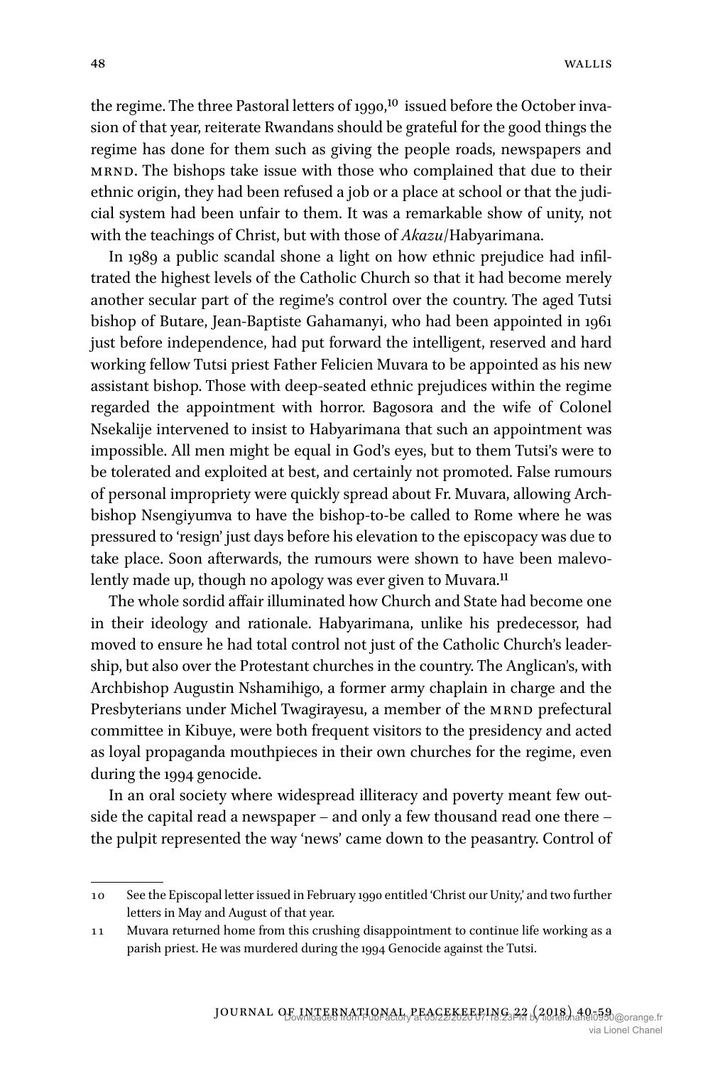the regime. The three Pastoral letters of 1990,[10] issued before the October invasion of that year, reiterate Rwandans should be grateful for the good things the regime has done for them such as giving the people roads, newspapers and MRND. The bishops take issue with those who complained that due to their ethnic origin, they had been refused a job or a place at school or that the judicial system had been unfair to them. It was a remarkable show of unity, not with the teachings of Christ, but with those of *Akazu*/Habyarimana.

In 1989 a public scandal shone a light on how ethnic prejudice had infiltrated the highest levels of the Catholic Church so that it had become merely another secular part of the regime's control over the country. The aged Tutsi bishop of Butare, Jean-Baptiste Gahamanyi, who had been appointed in 1961 just before independence, had put forward the intelligent, reserved and hard working fellow Tutsi priest Father Felicien Muvara to be appointed as his new assistant bishop. Those with deep-seated ethnic prejudices within the regime regarded the appointment with horror. Bagosora and the wife of Colonel Nsekalije intervened to insist to Habyarimana that such an appointment was impossible. All men might be equal in God's eyes, but to them Tutsi's were to be tolerated and exploited at best, and certainly not promoted. False rumours of personal impropriety were quickly spread about Fr. Muvara, allowing Archbishop Nsengiyumva to have the bishop-to-be called to Rome where he was pressured to 'resign' just days before his elevation to the episcopacy was due to take place. Soon afterwards, the rumours were shown to have been malevolently made up, though no apology was ever given to Muvara.[11]

The whole sordid affair illuminated how Church and State had become one in their ideology and rationale. Habyarimana, unlike his predecessor, had moved to ensure he had total control not just of the Catholic Church's leadership, but also over the Protestant churches in the country. The Anglican's, with Archbishop Augustin Nshamihigo, a former army chaplain in charge and the Presbyterians under Michel Twagirayesu, a member of the MRND prefectural committee in Kibuye, were both frequent visitors to the presidency and acted as loyal propaganda mouthpieces in their own churches for the regime, even during the 1994 genocide.

In an oral society where widespread illiteracy and poverty meant few outside the capital read a newspaper – and only a few thousand read one there – the pulpit represented the way 'news' came down to the peasantry. Control of

---

10 See the Episcopal letter issued in February 1990 entitled 'Christ our Unity,' and two further letters in May and August of that year.

11 Muvara returned home from this crushing disappointment to continue life working as a parish priest. He was murdered during the 1994 Genocide against the Tutsi.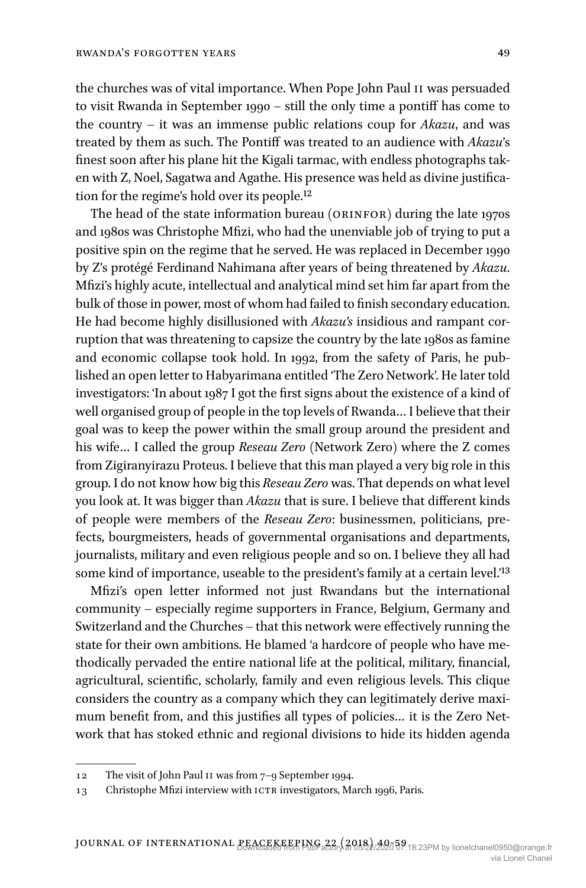the churches was of vital importance. When Pope John Paul II was persuaded to visit Rwanda in September 1990 – still the only time a pontiff has come to the country – it was an immense public relations coup for *Akazu*, and was treated by them as such. The Pontiff was treated to an audience with *Akazu*'s finest soon after his plane hit the Kigali tarmac, with endless photographs taken with Z, Noel, Sagatwa and Agathe. His presence was held as divine justification for the regime's hold over its people.[12]

The head of the state information bureau (ORINFOR) during the late 1970s and 1980s was Christophe Mfizi, who had the unenviable job of trying to put a positive spin on the regime that he served. He was replaced in December 1990 by Z's protégé Ferdinand Nahimana after years of being threatened by *Akazu*. Mfizi's highly acute, intellectual and analytical mind set him far apart from the bulk of those in power, most of whom had failed to finish secondary education. He had become highly disillusioned with *Akazu's* insidious and rampant corruption that was threatening to capsize the country by the late 1980s as famine and economic collapse took hold. In 1992, from the safety of Paris, he published an open letter to Habyarimana entitled 'The Zero Network'. He later told investigators: 'In about 1987 I got the first signs about the existence of a kind of well organised group of people in the top levels of Rwanda… I believe that their goal was to keep the power within the small group around the president and his wife… I called the group *Reseau Zero* (Network Zero) where the Z comes from Zigiranyirazu Proteus. I believe that this man played a very big role in this group. I do not know how big this *Reseau Zero* was. That depends on what level you look at. It was bigger than *Akazu* that is sure. I believe that different kinds of people were members of the *Reseau Zero*: businessmen, politicians, prefects, bourgmeisters, heads of governmental organisations and departments, journalists, military and even religious people and so on. I believe they all had some kind of importance, useable to the president's family at a certain level.'[13]

Mfizi's open letter informed not just Rwandans but the international community – especially regime supporters in France, Belgium, Germany and Switzerland and the Churches – that this network were effectively running the state for their own ambitions. He blamed 'a hardcore of people who have methodically pervaded the entire national life at the political, military, financial, agricultural, scientific, scholarly, family and even religious levels. This clique considers the country as a company which they can legitimately derive maximum benefit from, and this justifies all types of policies… it is the Zero Network that has stoked ethnic and regional divisions to hide its hidden agenda

---

12 The visit of John Paul II was from 7–9 September 1994.

13 Christophe Mfizi interview with ICTR investigators, March 1996, Paris.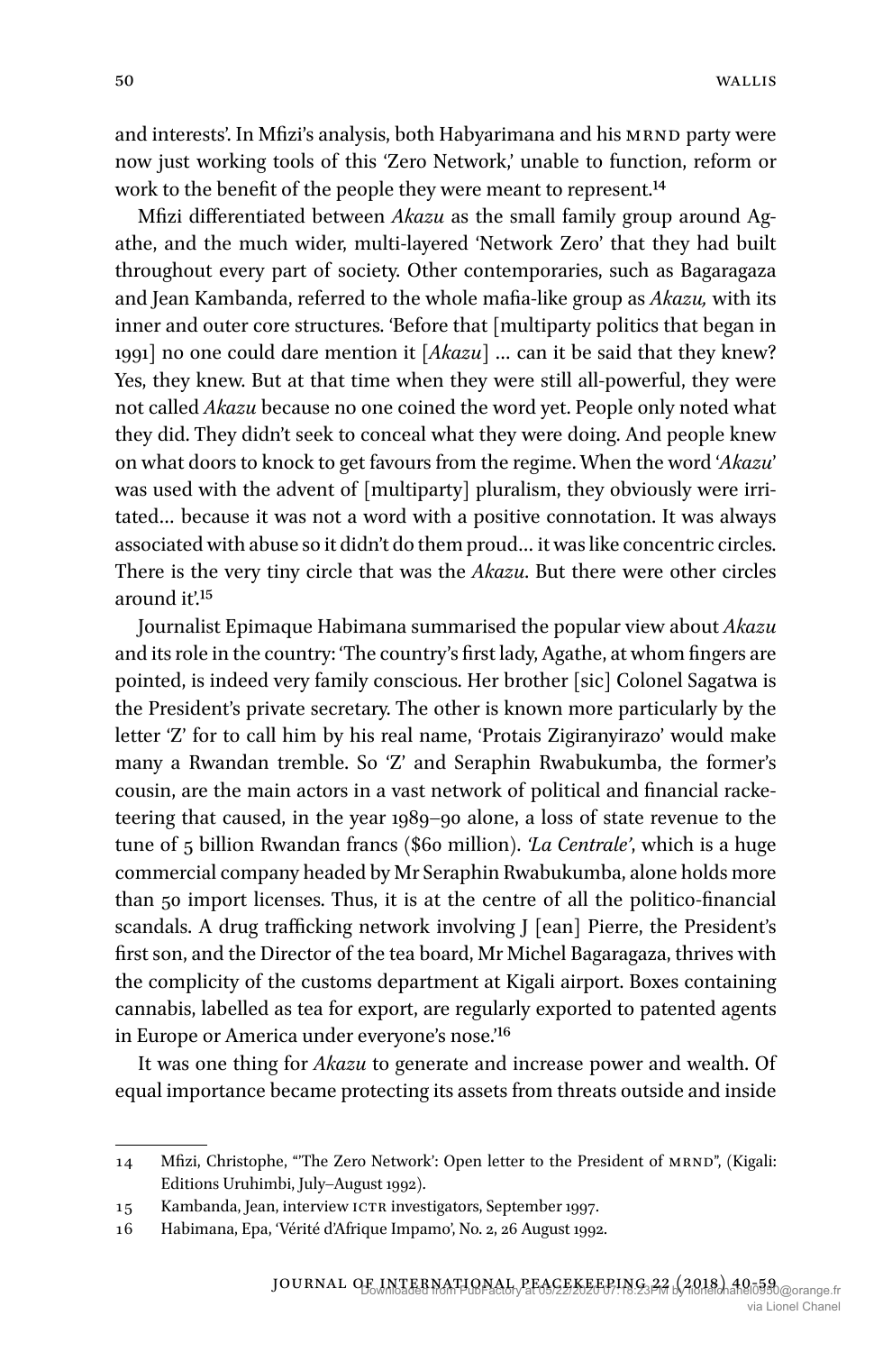and interests'. In Mfizi's analysis, both Habyarimana and his MRND party were now just working tools of this 'Zero Network,' unable to function, reform or work to the benefit of the people they were meant to represent.[14]

Mfizi differentiated between *Akazu* as the small family group around Agathe, and the much wider, multi-layered 'Network Zero' that they had built throughout every part of society. Other contemporaries, such as Bagaragaza and Jean Kambanda, referred to the whole mafia-like group as *Akazu,* with its inner and outer core structures. 'Before that [multiparty politics that began in 1991] no one could dare mention it [*Akazu*] … can it be said that they knew? Yes, they knew. But at that time when they were still all-powerful, they were not called *Akazu* because no one coined the word yet. People only noted what they did. They didn't seek to conceal what they were doing. And people knew on what doors to knock to get favours from the regime. When the word '*Akazu*' was used with the advent of [multiparty] pluralism, they obviously were irritated… because it was not a word with a positive connotation. It was always associated with abuse so it didn't do them proud… it was like concentric circles. There is the very tiny circle that was the *Akazu*. But there were other circles around it'.[15]

Journalist Epimaque Habimana summarised the popular view about *Akazu* and its role in the country: 'The country's first lady, Agathe, at whom fingers are pointed, is indeed very family conscious. Her brother [sic] Colonel Sagatwa is the President's private secretary. The other is known more particularly by the letter 'Z' for to call him by his real name, 'Protais Zigiranyirazo' would make many a Rwandan tremble. So 'Z' and Seraphin Rwabukumba, the former's cousin, are the main actors in a vast network of political and financial racketeering that caused, in the year 1989–90 alone, a loss of state revenue to the tune of 5 billion Rwandan francs ($60 million). *'La Centrale'*, which is a huge commercial company headed by Mr Seraphin Rwabukumba, alone holds more than 50 import licenses. Thus, it is at the centre of all the politico-financial scandals. A drug trafficking network involving J [ean] Pierre, the President's first son, and the Director of the tea board, Mr Michel Bagaragaza, thrives with the complicity of the customs department at Kigali airport. Boxes containing cannabis, labelled as tea for export, are regularly exported to patented agents in Europe or America under everyone's nose.'[16]

It was one thing for *Akazu* to generate and increase power and wealth. Of equal importance became protecting its assets from threats outside and inside

---

14 Mfizi, Christophe, "'The Zero Network': Open letter to the President of MRND", (Kigali: Editions Uruhimbi, July–August 1992).

15 Kambanda, Jean, interview ICTR investigators, September 1997.

16 Habimana, Epa, 'Vérité d'Afrique Impamo', No. 2, 26 August 1992.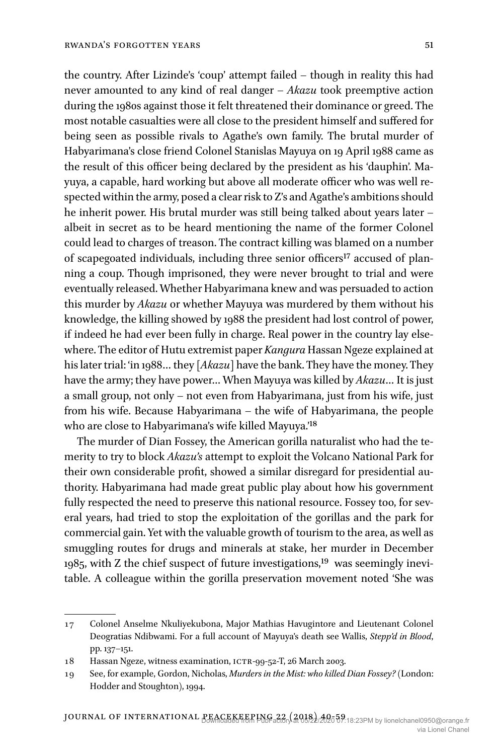the country. After Lizinde's 'coup' attempt failed – though in reality this had never amounted to any kind of real danger – *Akazu* took preemptive action during the 1980s against those it felt threatened their dominance or greed. The most notable casualties were all close to the president himself and suffered for being seen as possible rivals to Agathe's own family. The brutal murder of Habyarimana's close friend Colonel Stanislas Mayuya on 19 April 1988 came as the result of this officer being declared by the president as his 'dauphin'. Mayuya, a capable, hard working but above all moderate officer who was well respected within the army, posed a clear risk to Z's and Agathe's ambitions should he inherit power. His brutal murder was still being talked about years later – albeit in secret as to be heard mentioning the name of the former Colonel could lead to charges of treason. The contract killing was blamed on a number of scapegoated individuals, including three senior officers[17] accused of planning a coup. Though imprisoned, they were never brought to trial and were eventually released. Whether Habyarimana knew and was persuaded to action this murder by *Akazu* or whether Mayuya was murdered by them without his knowledge, the killing showed by 1988 the president had lost control of power, if indeed he had ever been fully in charge. Real power in the country lay elsewhere. The editor of Hutu extremist paper *Kangura* Hassan Ngeze explained at his later trial: 'in 1988… they [*Akazu*] have the bank. They have the money. They have the army; they have power… When Mayuya was killed by *Akazu*… It is just a small group, not only – not even from Habyarimana, just from his wife, just from his wife. Because Habyarimana – the wife of Habyarimana, the people who are close to Habyarimana's wife killed Mayuya.'[18]

The murder of Dian Fossey, the American gorilla naturalist who had the temerity to try to block *Akazu's* attempt to exploit the Volcano National Park for their own considerable profit, showed a similar disregard for presidential authority. Habyarimana had made great public play about how his government fully respected the need to preserve this national resource. Fossey too, for several years, had tried to stop the exploitation of the gorillas and the park for commercial gain. Yet with the valuable growth of tourism to the area, as well as smuggling routes for drugs and minerals at stake, her murder in December 1985, with Z the chief suspect of future investigations,[19] was seemingly inevitable. A colleague within the gorilla preservation movement noted 'She was

---

17 Colonel Anselme Nkuliyekubona, Major Mathias Havugintore and Lieutenant Colonel Deogratias Ndibwami. For a full account of Mayuya's death see Wallis, *Stepp'd in Blood*, pp. 137–151.

18 Hassan Ngeze, witness examination, ICTR-99-52-T, 26 March 2003.

19 See, for example, Gordon, Nicholas, *Murders in the Mist: who killed Dian Fossey?* (London: Hodder and Stoughton), 1994.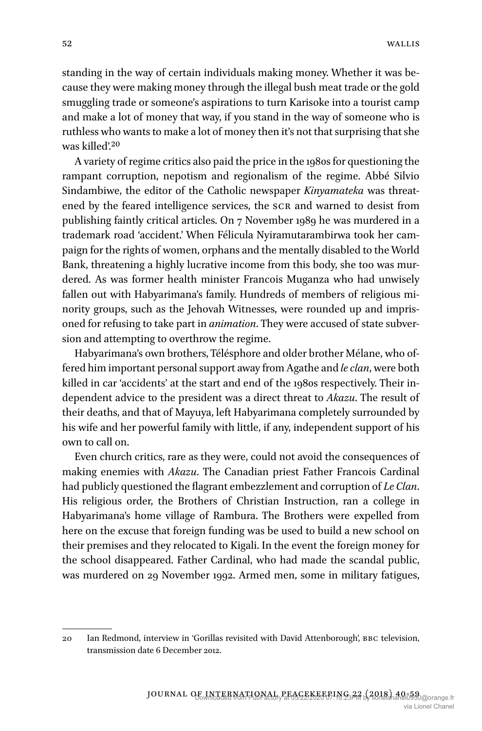standing in the way of certain individuals making money. Whether it was because they were making money through the illegal bush meat trade or the gold smuggling trade or someone's aspirations to turn Karisoke into a tourist camp and make a lot of money that way, if you stand in the way of someone who is ruthless who wants to make a lot of money then it's not that surprising that she was killed'.[20]

A variety of regime critics also paid the price in the 1980s for questioning the rampant corruption, nepotism and regionalism of the regime. Abbé Silvio Sindambiwe, the editor of the Catholic newspaper *Kinyamateka* was threatened by the feared intelligence services, the SCR and warned to desist from publishing faintly critical articles. On 7 November 1989 he was murdered in a trademark road 'accident.' When Félicula Nyiramutarambirwa took her campaign for the rights of women, orphans and the mentally disabled to the World Bank, threatening a highly lucrative income from this body, she too was murdered. As was former health minister Francois Muganza who had unwisely fallen out with Habyarimana's family. Hundreds of members of religious minority groups, such as the Jehovah Witnesses, were rounded up and imprisoned for refusing to take part in *animation*. They were accused of state subversion and attempting to overthrow the regime.

Habyarimana's own brothers, Télésphore and older brother Mélane, who offered him important personal support away from Agathe and *le clan*, were both killed in car 'accidents' at the start and end of the 1980s respectively. Their independent advice to the president was a direct threat to *Akazu*. The result of their deaths, and that of Mayuya, left Habyarimana completely surrounded by his wife and her powerful family with little, if any, independent support of his own to call on.

Even church critics, rare as they were, could not avoid the consequences of making enemies with *Akazu*. The Canadian priest Father Francois Cardinal had publicly questioned the flagrant embezzlement and corruption of *Le Clan*. His religious order, the Brothers of Christian Instruction, ran a college in Habyarimana's home village of Rambura. The Brothers were expelled from here on the excuse that foreign funding was be used to build a new school on their premises and they relocated to Kigali. In the event the foreign money for the school disappeared. Father Cardinal, who had made the scandal public, was murdered on 29 November 1992. Armed men, some in military fatigues,

---

20 Ian Redmond, interview in 'Gorillas revisited with David Attenborough', BBC television, transmission date 6 December 2012.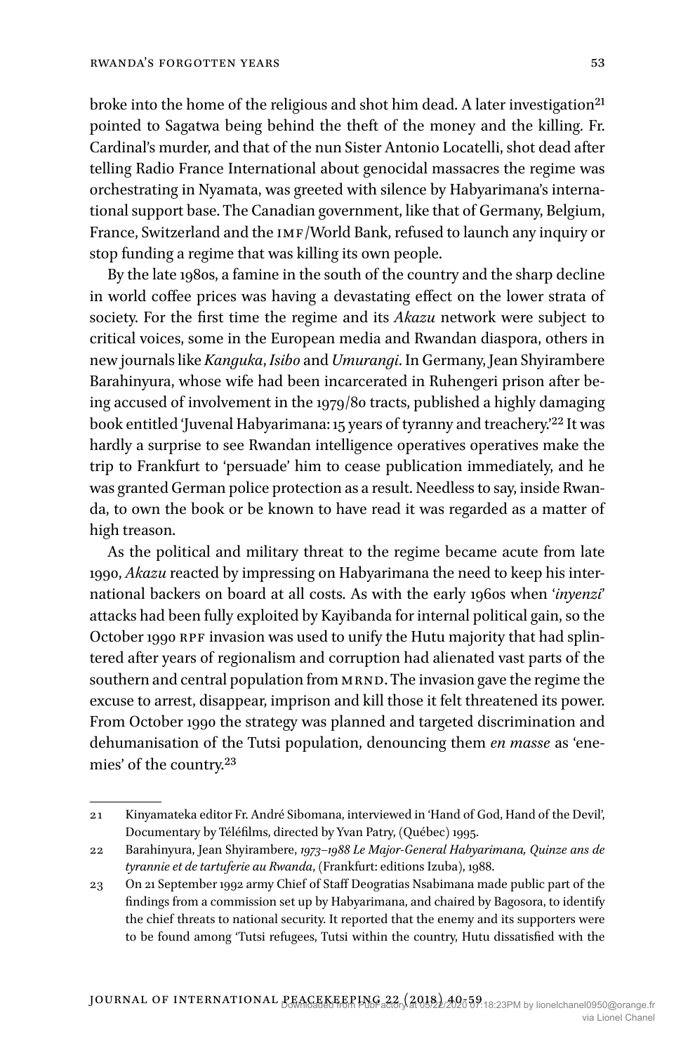broke into the home of the religious and shot him dead. A later investigation[21] pointed to Sagatwa being behind the theft of the money and the killing. Fr. Cardinal's murder, and that of the nun Sister Antonio Locatelli, shot dead after telling Radio France International about genocidal massacres the regime was orchestrating in Nyamata, was greeted with silence by Habyarimana's international support base. The Canadian government, like that of Germany, Belgium, France, Switzerland and the IMF/World Bank, refused to launch any inquiry or stop funding a regime that was killing its own people.

By the late 1980s, a famine in the south of the country and the sharp decline in world coffee prices was having a devastating effect on the lower strata of society. For the first time the regime and its *Akazu* network were subject to critical voices, some in the European media and Rwandan diaspora, others in new journals like *Kanguka*, *Isibo* and *Umurangi*. In Germany, Jean Shyirambere Barahinyura, whose wife had been incarcerated in Ruhengeri prison after being accused of involvement in the 1979/80 tracts, published a highly damaging book entitled 'Juvenal Habyarimana: 15 years of tyranny and treachery.'[22] It was hardly a surprise to see Rwandan intelligence operatives operatives make the trip to Frankfurt to 'persuade' him to cease publication immediately, and he was granted German police protection as a result. Needless to say, inside Rwanda, to own the book or be known to have read it was regarded as a matter of high treason.

As the political and military threat to the regime became acute from late 1990, *Akazu* reacted by impressing on Habyarimana the need to keep his international backers on board at all costs. As with the early 1960s when '*inyenzi*' attacks had been fully exploited by Kayibanda for internal political gain, so the October 1990 RPF invasion was used to unify the Hutu majority that had splintered after years of regionalism and corruption had alienated vast parts of the southern and central population from MRND. The invasion gave the regime the excuse to arrest, disappear, imprison and kill those it felt threatened its power. From October 1990 the strategy was planned and targeted discrimination and dehumanisation of the Tutsi population, denouncing them *en masse* as 'enemies' of the country.[23]

---

21 Kinyamateka editor Fr. André Sibomana, interviewed in 'Hand of God, Hand of the Devil', Documentary by Téléfilms, directed by Yvan Patry, (Québec) 1995.

22 Barahinyura, Jean Shyirambere, *1973–1988 Le Major-General Habyarimana, Quinze ans de tyrannie et de tartuferie au Rwanda*, (Frankfurt: editions Izuba), 1988.

23 On 21 September 1992 army Chief of Staff Deogratias Nsabimana made public part of the findings from a commission set up by Habyarimana, and chaired by Bagosora, to identify the chief threats to national security. It reported that the enemy and its supporters were to be found among 'Tutsi refugees, Tutsi within the country, Hutu dissatisfied with the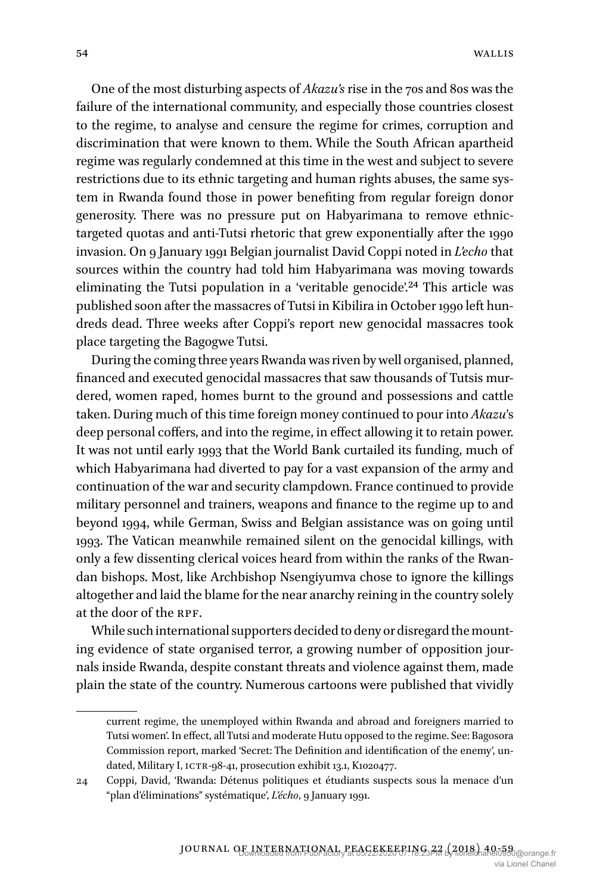One of the most disturbing aspects of *Akazu's* rise in the 70s and 80s was the failure of the international community, and especially those countries closest to the regime, to analyse and censure the regime for crimes, corruption and discrimination that were known to them. While the South African apartheid regime was regularly condemned at this time in the west and subject to severe restrictions due to its ethnic targeting and human rights abuses, the same system in Rwanda found those in power benefiting from regular foreign donor generosity. There was no pressure put on Habyarimana to remove ethnic-targeted quotas and anti-Tutsi rhetoric that grew exponentially after the 1990 invasion. On 9 January 1991 Belgian journalist David Coppi noted in *L'echo* that sources within the country had told him Habyarimana was moving towards eliminating the Tutsi population in a 'veritable genocide'.[24] This article was published soon after the massacres of Tutsi in Kibilira in October 1990 left hundreds dead. Three weeks after Coppi's report new genocidal massacres took place targeting the Bagogwe Tutsi.

During the coming three years Rwanda was riven by well organised, planned, financed and executed genocidal massacres that saw thousands of Tutsis murdered, women raped, homes burnt to the ground and possessions and cattle taken. During much of this time foreign money continued to pour into *Akazu*'s deep personal coffers, and into the regime, in effect allowing it to retain power. It was not until early 1993 that the World Bank curtailed its funding, much of which Habyarimana had diverted to pay for a vast expansion of the army and continuation of the war and security clampdown. France continued to provide military personnel and trainers, weapons and finance to the regime up to and beyond 1994, while German, Swiss and Belgian assistance was on going until 1993. The Vatican meanwhile remained silent on the genocidal killings, with only a few dissenting clerical voices heard from within the ranks of the Rwandan bishops. Most, like Archbishop Nsengiyumva chose to ignore the killings altogether and laid the blame for the near anarchy reining in the country solely at the door of the RPF.

While such international supporters decided to deny or disregard the mounting evidence of state organised terror, a growing number of opposition journals inside Rwanda, despite constant threats and violence against them, made plain the state of the country. Numerous cartoons were published that vividly

---

current regime, the unemployed within Rwanda and abroad and foreigners married to Tutsi women'. In effect, all Tutsi and moderate Hutu opposed to the regime. See: Bagosora Commission report, marked 'Secret: The Definition and identification of the enemy', undated, Military I, ICTR-98-41, prosecution exhibit 13.1, K1020477.

24 Coppi, David, 'Rwanda: Détenus politiques et étudiants suspects sous la menace d'un "plan d'éliminations" systématique', *L'écho*, 9 January 1991.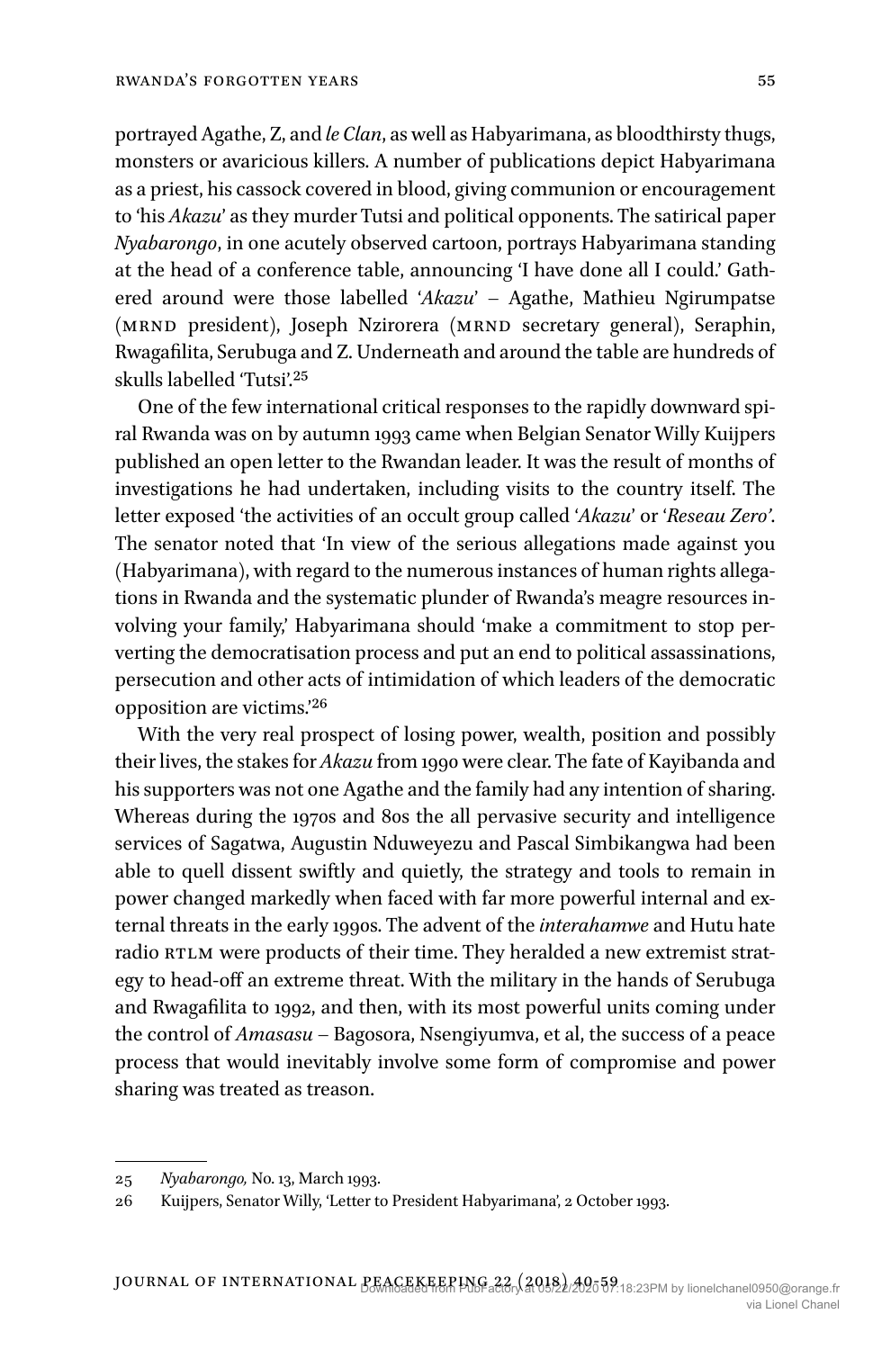portrayed Agathe, Z, and *le Clan*, as well as Habyarimana, as bloodthirsty thugs, monsters or avaricious killers. A number of publications depict Habyarimana as a priest, his cassock covered in blood, giving communion or encouragement to 'his *Akazu*' as they murder Tutsi and political opponents. The satirical paper *Nyabarongo*, in one acutely observed cartoon, portrays Habyarimana standing at the head of a conference table, announcing 'I have done all I could.' Gathered around were those labelled '*Akazu*' – Agathe, Mathieu Ngirumpatse (MRND president), Joseph Nzirorera (MRND secretary general), Seraphin, Rwagafilita, Serubuga and Z. Underneath and around the table are hundreds of skulls labelled 'Tutsi'.[25]

One of the few international critical responses to the rapidly downward spiral Rwanda was on by autumn 1993 came when Belgian Senator Willy Kuijpers published an open letter to the Rwandan leader. It was the result of months of investigations he had undertaken, including visits to the country itself. The letter exposed 'the activities of an occult group called '*Akazu*' or '*Reseau Zero*'. The senator noted that 'In view of the serious allegations made against you (Habyarimana), with regard to the numerous instances of human rights allegations in Rwanda and the systematic plunder of Rwanda's meagre resources involving your family,' Habyarimana should 'make a commitment to stop perverting the democratisation process and put an end to political assassinations, persecution and other acts of intimidation of which leaders of the democratic opposition are victims.'[26]

With the very real prospect of losing power, wealth, position and possibly their lives, the stakes for *Akazu* from 1990 were clear. The fate of Kayibanda and his supporters was not one Agathe and the family had any intention of sharing. Whereas during the 1970s and 80s the all pervasive security and intelligence services of Sagatwa, Augustin Nduweyezu and Pascal Simbikangwa had been able to quell dissent swiftly and quietly, the strategy and tools to remain in power changed markedly when faced with far more powerful internal and external threats in the early 1990s. The advent of the *interahamwe* and Hutu hate radio RTLM were products of their time. They heralded a new extremist strategy to head-off an extreme threat. With the military in the hands of Serubuga and Rwagafilita to 1992, and then, with its most powerful units coming under the control of *Amasasu* – Bagosora, Nsengiyumva, et al, the success of a peace process that would inevitably involve some form of compromise and power sharing was treated as treason.

---

25 *Nyabarongo,* No. 13, March 1993.

26 Kuijpers, Senator Willy, 'Letter to President Habyarimana', 2 October 1993.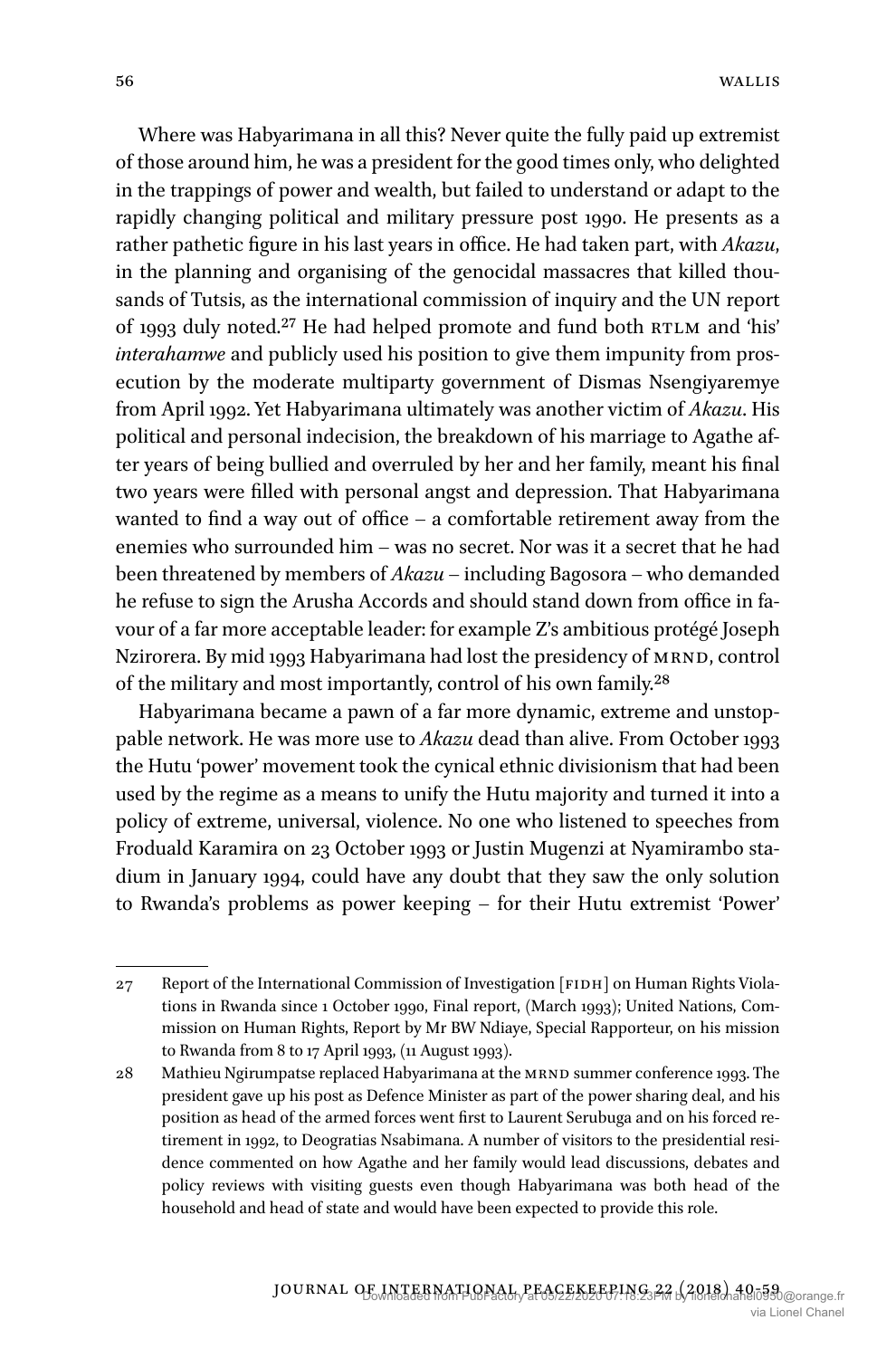Where was Habyarimana in all this? Never quite the fully paid up extremist of those around him, he was a president for the good times only, who delighted in the trappings of power and wealth, but failed to understand or adapt to the rapidly changing political and military pressure post 1990. He presents as a rather pathetic figure in his last years in office. He had taken part, with *Akazu*, in the planning and organising of the genocidal massacres that killed thousands of Tutsis, as the international commission of inquiry and the UN report of 1993 duly noted.[27] He had helped promote and fund both RTLM and 'his' *interahamwe* and publicly used his position to give them impunity from prosecution by the moderate multiparty government of Dismas Nsengiyaremye from April 1992. Yet Habyarimana ultimately was another victim of *Akazu*. His political and personal indecision, the breakdown of his marriage to Agathe after years of being bullied and overruled by her and her family, meant his final two years were filled with personal angst and depression. That Habyarimana wanted to find a way out of office – a comfortable retirement away from the enemies who surrounded him – was no secret. Nor was it a secret that he had been threatened by members of *Akazu* – including Bagosora – who demanded he refuse to sign the Arusha Accords and should stand down from office in favour of a far more acceptable leader: for example Z's ambitious protégé Joseph Nzirorera. By mid 1993 Habyarimana had lost the presidency of MRND, control of the military and most importantly, control of his own family.[28]

Habyarimana became a pawn of a far more dynamic, extreme and unstoppable network. He was more use to *Akazu* dead than alive. From October 1993 the Hutu 'power' movement took the cynical ethnic divisionism that had been used by the regime as a means to unify the Hutu majority and turned it into a policy of extreme, universal, violence. No one who listened to speeches from Froduald Karamira on 23 October 1993 or Justin Mugenzi at Nyamirambo stadium in January 1994, could have any doubt that they saw the only solution to Rwanda's problems as power keeping – for their Hutu extremist 'Power'

---

27 Report of the International Commission of Investigation [FIDH] on Human Rights Violations in Rwanda since 1 October 1990, Final report, (March 1993); United Nations, Commission on Human Rights, Report by Mr BW Ndiaye, Special Rapporteur, on his mission to Rwanda from 8 to 17 April 1993, (11 August 1993).

28 Mathieu Ngirumpatse replaced Habyarimana at the MRND summer conference 1993. The president gave up his post as Defence Minister as part of the power sharing deal, and his position as head of the armed forces went first to Laurent Serubuga and on his forced retirement in 1992, to Deogratias Nsabimana. A number of visitors to the presidential residence commented on how Agathe and her family would lead discussions, debates and policy reviews with visiting guests even though Habyarimana was both head of the household and head of state and would have been expected to provide this role.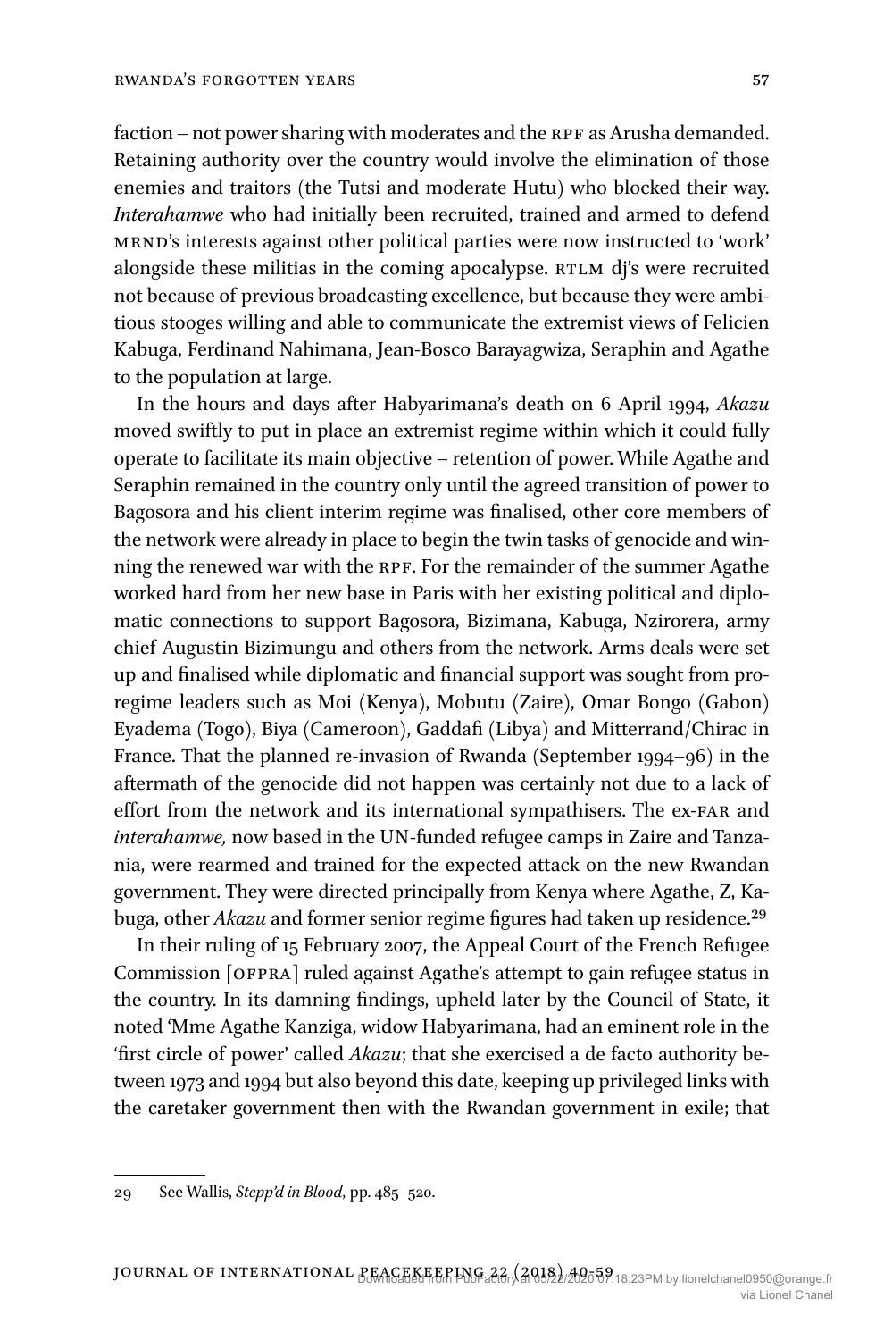faction – not power sharing with moderates and the RPF as Arusha demanded. Retaining authority over the country would involve the elimination of those enemies and traitors (the Tutsi and moderate Hutu) who blocked their way. *Interahamwe* who had initially been recruited, trained and armed to defend MRND's interests against other political parties were now instructed to 'work' alongside these militias in the coming apocalypse. RTLM dj's were recruited not because of previous broadcasting excellence, but because they were ambitious stooges willing and able to communicate the extremist views of Felicien Kabuga, Ferdinand Nahimana, Jean-Bosco Barayagwiza, Seraphin and Agathe to the population at large.

In the hours and days after Habyarimana's death on 6 April 1994, *Akazu* moved swiftly to put in place an extremist regime within which it could fully operate to facilitate its main objective – retention of power. While Agathe and Seraphin remained in the country only until the agreed transition of power to Bagosora and his client interim regime was finalised, other core members of the network were already in place to begin the twin tasks of genocide and winning the renewed war with the RPF. For the remainder of the summer Agathe worked hard from her new base in Paris with her existing political and diplomatic connections to support Bagosora, Bizimana, Kabuga, Nzirorera, army chief Augustin Bizimungu and others from the network. Arms deals were set up and finalised while diplomatic and financial support was sought from pro-regime leaders such as Moi (Kenya), Mobutu (Zaire), Omar Bongo (Gabon) Eyadema (Togo), Biya (Cameroon), Gaddafi (Libya) and Mitterrand/Chirac in France. That the planned re-invasion of Rwanda (September 1994–96) in the aftermath of the genocide did not happen was certainly not due to a lack of effort from the network and its international sympathisers. The ex-FAR and *interahamwe,* now based in the UN-funded refugee camps in Zaire and Tanzania, were rearmed and trained for the expected attack on the new Rwandan government. They were directed principally from Kenya where Agathe, Z, Kabuga, other *Akazu* and former senior regime figures had taken up residence.[29]

In their ruling of 15 February 2007, the Appeal Court of the French Refugee Commission [OFPRA] ruled against Agathe's attempt to gain refugee status in the country. In its damning findings, upheld later by the Council of State, it noted 'Mme Agathe Kanziga, widow Habyarimana, had an eminent role in the 'first circle of power' called *Akazu*; that she exercised a de facto authority between 1973 and 1994 but also beyond this date, keeping up privileged links with the caretaker government then with the Rwandan government in exile; that

29 See Wallis, *Stepp'd in Blood*, pp. 485–520.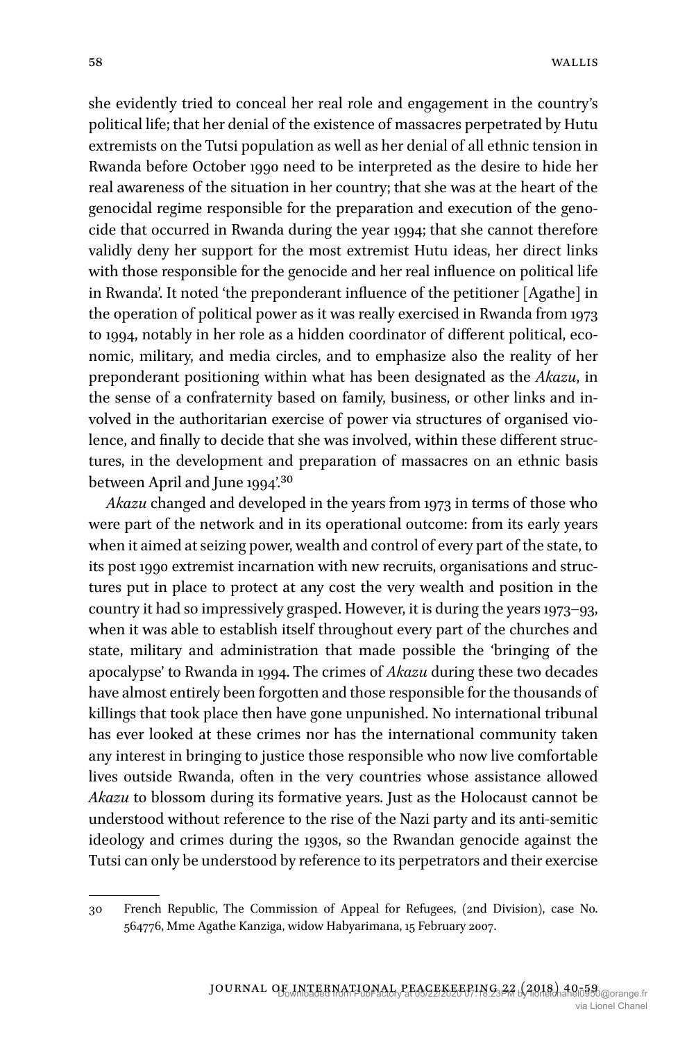she evidently tried to conceal her real role and engagement in the country's political life; that her denial of the existence of massacres perpetrated by Hutu extremists on the Tutsi population as well as her denial of all ethnic tension in Rwanda before October 1990 need to be interpreted as the desire to hide her real awareness of the situation in her country; that she was at the heart of the genocidal regime responsible for the preparation and execution of the genocide that occurred in Rwanda during the year 1994; that she cannot therefore validly deny her support for the most extremist Hutu ideas, her direct links with those responsible for the genocide and her real influence on political life in Rwanda'. It noted 'the preponderant influence of the petitioner [Agathe] in the operation of political power as it was really exercised in Rwanda from 1973 to 1994, notably in her role as a hidden coordinator of different political, economic, military, and media circles, and to emphasize also the reality of her preponderant positioning within what has been designated as the *Akazu*, in the sense of a confraternity based on family, business, or other links and involved in the authoritarian exercise of power via structures of organised violence, and finally to decide that she was involved, within these different structures, in the development and preparation of massacres on an ethnic basis between April and June 1994'.[30]

*Akazu* changed and developed in the years from 1973 in terms of those who were part of the network and in its operational outcome: from its early years when it aimed at seizing power, wealth and control of every part of the state, to its post 1990 extremist incarnation with new recruits, organisations and structures put in place to protect at any cost the very wealth and position in the country it had so impressively grasped. However, it is during the years 1973–93, when it was able to establish itself throughout every part of the churches and state, military and administration that made possible the 'bringing of the apocalypse' to Rwanda in 1994. The crimes of *Akazu* during these two decades have almost entirely been forgotten and those responsible for the thousands of killings that took place then have gone unpunished. No international tribunal has ever looked at these crimes nor has the international community taken any interest in bringing to justice those responsible who now live comfortable lives outside Rwanda, often in the very countries whose assistance allowed *Akazu* to blossom during its formative years. Just as the Holocaust cannot be understood without reference to the rise of the Nazi party and its anti-semitic ideology and crimes during the 1930s, so the Rwandan genocide against the Tutsi can only be understood by reference to its perpetrators and their exercise

30 French Republic, The Commission of Appeal for Refugees, (2nd Division), case No. 564776, Mme Agathe Kanziga, widow Habyarimana, 15 February 2007.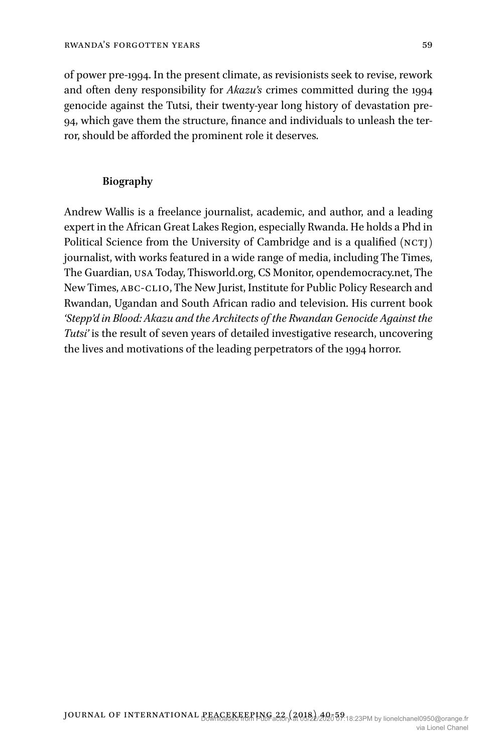of power pre-1994. In the present climate, as revisionists seek to revise, rework and often deny responsibility for *Akazu's* crimes committed during the 1994 genocide against the Tutsi, their twenty-year long history of devastation pre-94, which gave them the structure, finance and individuals to unleash the terror, should be afforded the prominent role it deserves.

## Biography

Andrew Wallis is a freelance journalist, academic, and author, and a leading expert in the African Great Lakes Region, especially Rwanda. He holds a Phd in Political Science from the University of Cambridge and is a qualified (NCTJ) journalist, with works featured in a wide range of media, including The Times, The Guardian, USA Today, Thisworld.org, CS Monitor, opendemocracy.net, The New Times, ABC-CLIO, The New Jurist, Institute for Public Policy Research and Rwandan, Ugandan and South African radio and television. His current book *'Stepp'd in Blood: Akazu and the Architects of the Rwandan Genocide Against the Tutsi'* is the result of seven years of detailed investigative research, uncovering the lives and motivations of the leading perpetrators of the 1994 horror.